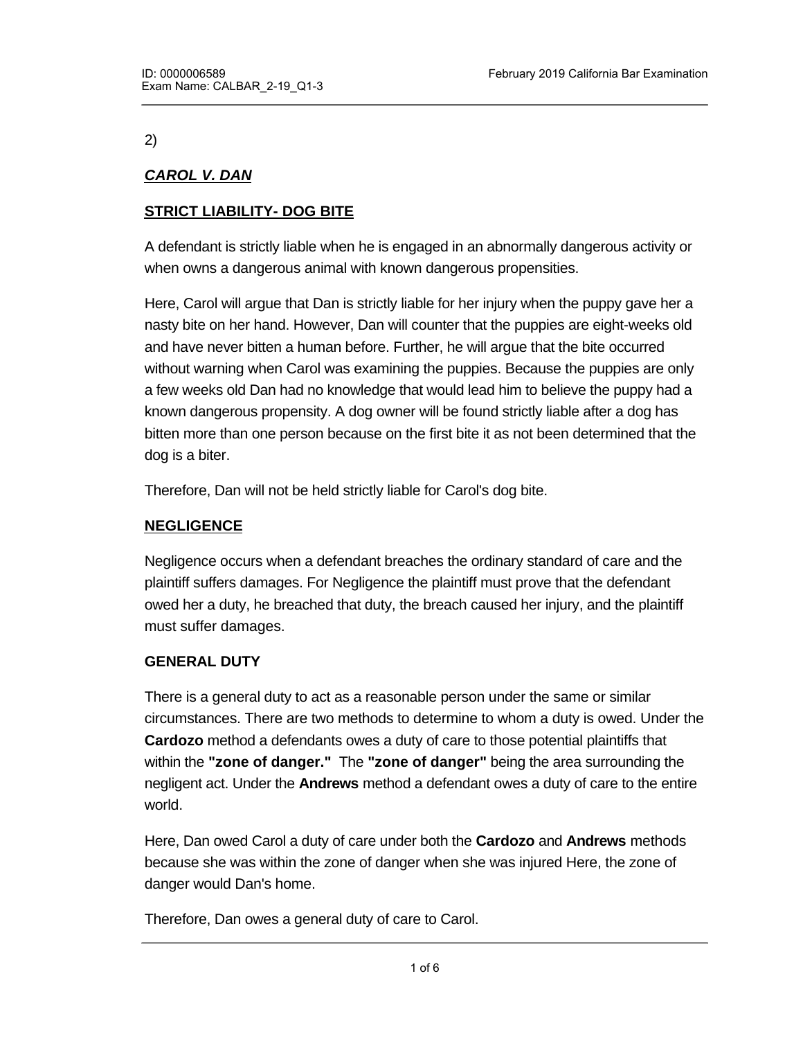2)

***CAROL V. DAN***

**STRICT LIABILITY- DOG BITE**

A defendant is strictly liable when he is engaged in an abnormally dangerous activity or when owns a dangerous animal with known dangerous propensities.

Here, Carol will argue that Dan is strictly liable for her injury when the puppy gave her a nasty bite on her hand. However, Dan will counter that the puppies are eight-weeks old and have never bitten a human before. Further, he will argue that the bite occurred without warning when Carol was examining the puppies. Because the puppies are only a few weeks old Dan had no knowledge that would lead him to believe the puppy had a known dangerous propensity. A dog owner will be found strictly liable after a dog has bitten more than one person because on the first bite it as not been determined that the dog is a biter.

Therefore, Dan will not be held strictly liable for Carol's dog bite.

**NEGLIGENCE**

Negligence occurs when a defendant breaches the ordinary standard of care and the plaintiff suffers damages. For Negligence the plaintiff must prove that the defendant owed her a duty, he breached that duty, the breach caused her injury, and the plaintiff must suffer damages.

**GENERAL DUTY**

There is a general duty to act as a reasonable person under the same or similar circumstances. There are two methods to determine to whom a duty is owed. Under the **Cardozo** method a defendants owes a duty of care to those potential plaintiffs that within the **"zone of danger."** The **"zone of danger"** being the area surrounding the negligent act. Under the **Andrews** method a defendant owes a duty of care to the entire world.

Here, Dan owed Carol a duty of care under both the **Cardozo** and **Andrews** methods because she was within the zone of danger when she was injured Here, the zone of danger would Dan's home.

Therefore, Dan owes a general duty of care to Carol.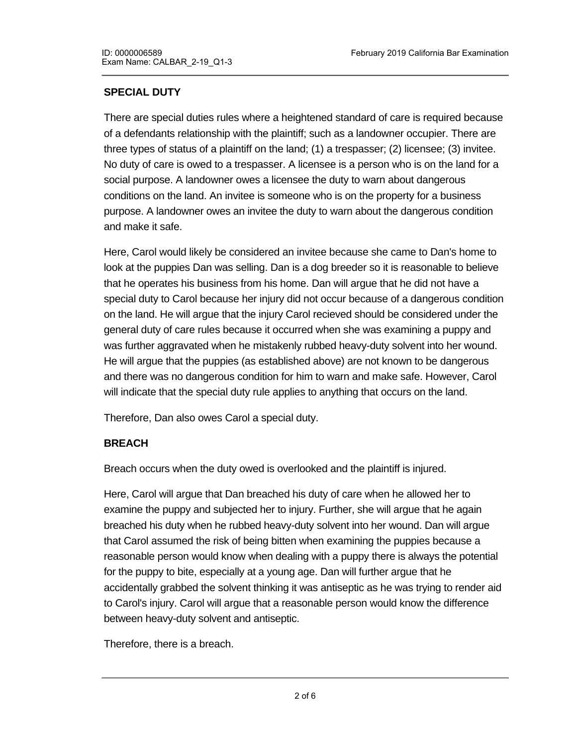**SPECIAL DUTY**

There are special duties rules where a heightened standard of care is required because of a defendants relationship with the plaintiff; such as a landowner occupier. There are three types of status of a plaintiff on the land; (1) a trespasser; (2) licensee; (3) invitee. No duty of care is owed to a trespasser. A licensee is a person who is on the land for a social purpose. A landowner owes a licensee the duty to warn about dangerous conditions on the land. An invitee is someone who is on the property for a business purpose. A landowner owes an invitee the duty to warn about the dangerous condition and make it safe.

Here, Carol would likely be considered an invitee because she came to Dan's home to look at the puppies Dan was selling. Dan is a dog breeder so it is reasonable to believe that he operates his business from his home. Dan will argue that he did not have a special duty to Carol because her injury did not occur because of a dangerous condition on the land. He will argue that the injury Carol recieved should be considered under the general duty of care rules because it occurred when she was examining a puppy and was further aggravated when he mistakenly rubbed heavy-duty solvent into her wound. He will argue that the puppies (as established above) are not known to be dangerous and there was no dangerous condition for him to warn and make safe. However, Carol will indicate that the special duty rule applies to anything that occurs on the land.

Therefore, Dan also owes Carol a special duty.

**BREACH**

Breach occurs when the duty owed is overlooked and the plaintiff is injured.

Here, Carol will argue that Dan breached his duty of care when he allowed her to examine the puppy and subjected her to injury. Further, she will argue that he again breached his duty when he rubbed heavy-duty solvent into her wound. Dan will argue that Carol assumed the risk of being bitten when examining the puppies because a reasonable person would know when dealing with a puppy there is always the potential for the puppy to bite, especially at a young age. Dan will further argue that he accidentally grabbed the solvent thinking it was antiseptic as he was trying to render aid to Carol's injury. Carol will argue that a reasonable person would know the difference between heavy-duty solvent and antiseptic.

Therefore, there is a breach.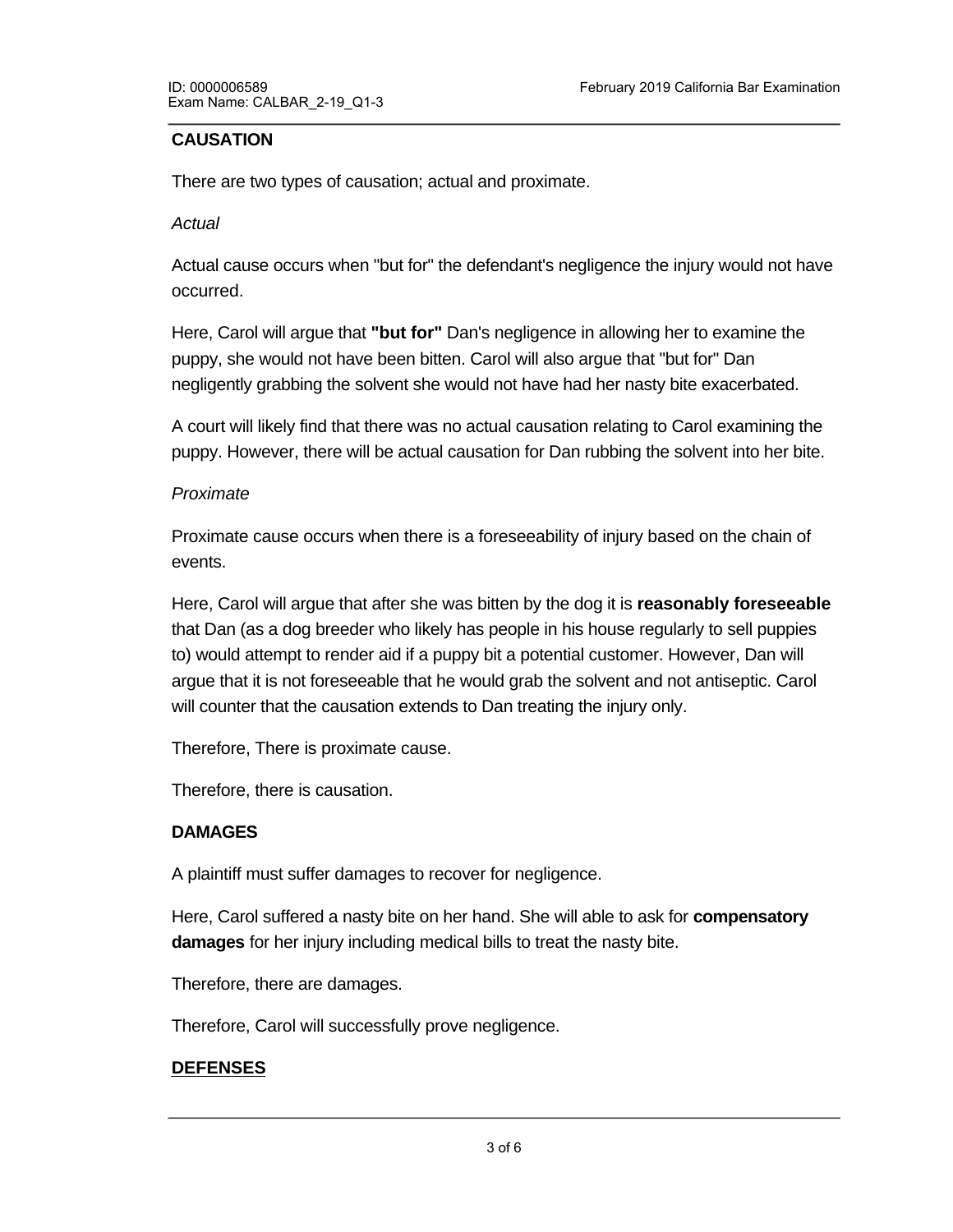**CAUSATION**

There are two types of causation; actual and proximate.

*Actual*

Actual cause occurs when "but for" the defendant's negligence the injury would not have occurred.

Here, Carol will argue that **"but for"** Dan's negligence in allowing her to examine the puppy, she would not have been bitten. Carol will also argue that "but for" Dan negligently grabbing the solvent she would not have had her nasty bite exacerbated.

A court will likely find that there was no actual causation relating to Carol examining the puppy. However, there will be actual causation for Dan rubbing the solvent into her bite.

*Proximate*

Proximate cause occurs when there is a foreseeability of injury based on the chain of events.

Here, Carol will argue that after she was bitten by the dog it is **reasonably foreseeable** that Dan (as a dog breeder who likely has people in his house regularly to sell puppies to) would attempt to render aid if a puppy bit a potential customer. However, Dan will argue that it is not foreseeable that he would grab the solvent and not antiseptic. Carol will counter that the causation extends to Dan treating the injury only.

Therefore, There is proximate cause.

Therefore, there is causation.

**DAMAGES**

A plaintiff must suffer damages to recover for negligence.

Here, Carol suffered a nasty bite on her hand. She will able to ask for **compensatory damages** for her injury including medical bills to treat the nasty bite.

Therefore, there are damages.

Therefore, Carol will successfully prove negligence.

**DEFENSES**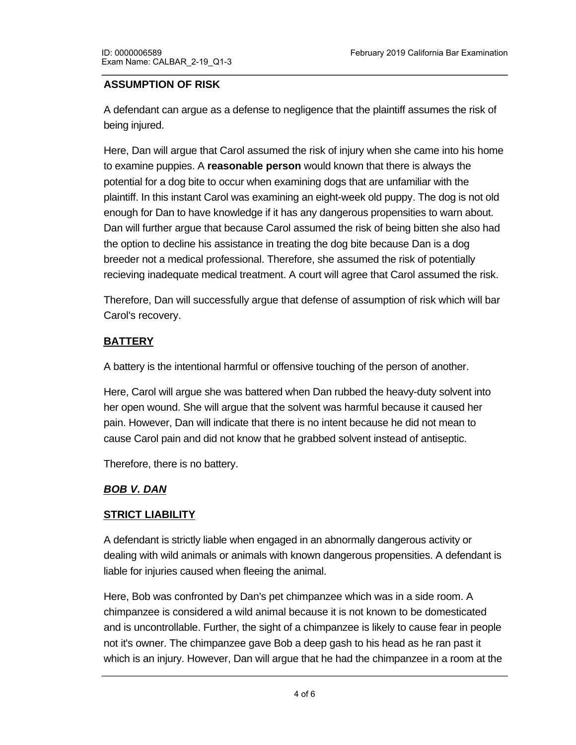**ASSUMPTION OF RISK**

A defendant can argue as a defense to negligence that the plaintiff assumes the risk of being injured.

Here, Dan will argue that Carol assumed the risk of injury when she came into his home to examine puppies. A **reasonable person** would known that there is always the potential for a dog bite to occur when examining dogs that are unfamiliar with the plaintiff. In this instant Carol was examining an eight-week old puppy. The dog is not old enough for Dan to have knowledge if it has any dangerous propensities to warn about. Dan will further argue that because Carol assumed the risk of being bitten she also had the option to decline his assistance in treating the dog bite because Dan is a dog breeder not a medical professional. Therefore, she assumed the risk of potentially recieving inadequate medical treatment. A court will agree that Carol assumed the risk.

Therefore, Dan will successfully argue that defense of assumption of risk which will bar Carol's recovery.

**BATTERY**

A battery is the intentional harmful or offensive touching of the person of another.

Here, Carol will argue she was battered when Dan rubbed the heavy-duty solvent into her open wound. She will argue that the solvent was harmful because it caused her pain. However, Dan will indicate that there is no intent because he did not mean to cause Carol pain and did not know that he grabbed solvent instead of antiseptic.

Therefore, there is no battery.

***BOB V. DAN***

**STRICT LIABILITY**

A defendant is strictly liable when engaged in an abnormally dangerous activity or dealing with wild animals or animals with known dangerous propensities. A defendant is liable for injuries caused when fleeing the animal.

Here, Bob was confronted by Dan's pet chimpanzee which was in a side room. A chimpanzee is considered a wild animal because it is not known to be domesticated and is uncontrollable. Further, the sight of a chimpanzee is likely to cause fear in people not it's owner. The chimpanzee gave Bob a deep gash to his head as he ran past it which is an injury. However, Dan will argue that he had the chimpanzee in a room at the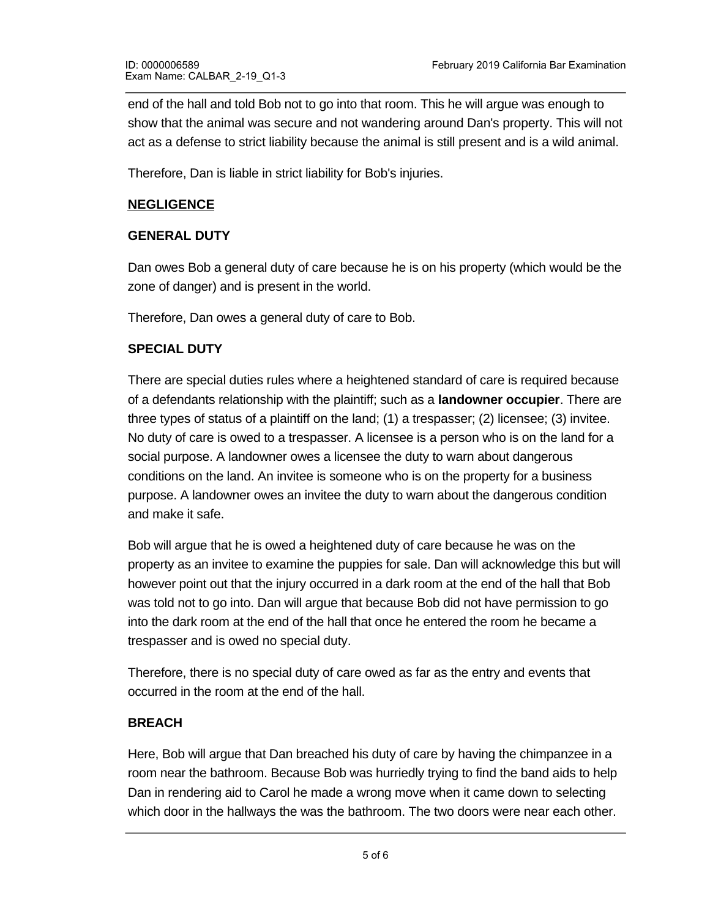end of the hall and told Bob not to go into that room. This he will argue was enough to show that the animal was secure and not wandering around Dan's property. This will not act as a defense to strict liability because the animal is still present and is a wild animal.

Therefore, Dan is liable in strict liability for Bob's injuries.

## NEGLIGENCE

### GENERAL DUTY

Dan owes Bob a general duty of care because he is on his property (which would be the zone of danger) and is present in the world.

Therefore, Dan owes a general duty of care to Bob.

### SPECIAL DUTY

There are special duties rules where a heightened standard of care is required because of a defendants relationship with the plaintiff; such as a **landowner occupier**. There are three types of status of a plaintiff on the land; (1) a trespasser; (2) licensee; (3) invitee. No duty of care is owed to a trespasser. A licensee is a person who is on the land for a social purpose. A landowner owes a licensee the duty to warn about dangerous conditions on the land. An invitee is someone who is on the property for a business purpose. A landowner owes an invitee the duty to warn about the dangerous condition and make it safe.

Bob will argue that he is owed a heightened duty of care because he was on the property as an invitee to examine the puppies for sale. Dan will acknowledge this but will however point out that the injury occurred in a dark room at the end of the hall that Bob was told not to go into. Dan will argue that because Bob did not have permission to go into the dark room at the end of the hall that once he entered the room he became a trespasser and is owed no special duty.

Therefore, there is no special duty of care owed as far as the entry and events that occurred in the room at the end of the hall.

### BREACH

Here, Bob will argue that Dan breached his duty of care by having the chimpanzee in a room near the bathroom. Because Bob was hurriedly trying to find the band aids to help Dan in rendering aid to Carol he made a wrong move when it came down to selecting which door in the hallways the was the bathroom. The two doors were near each other.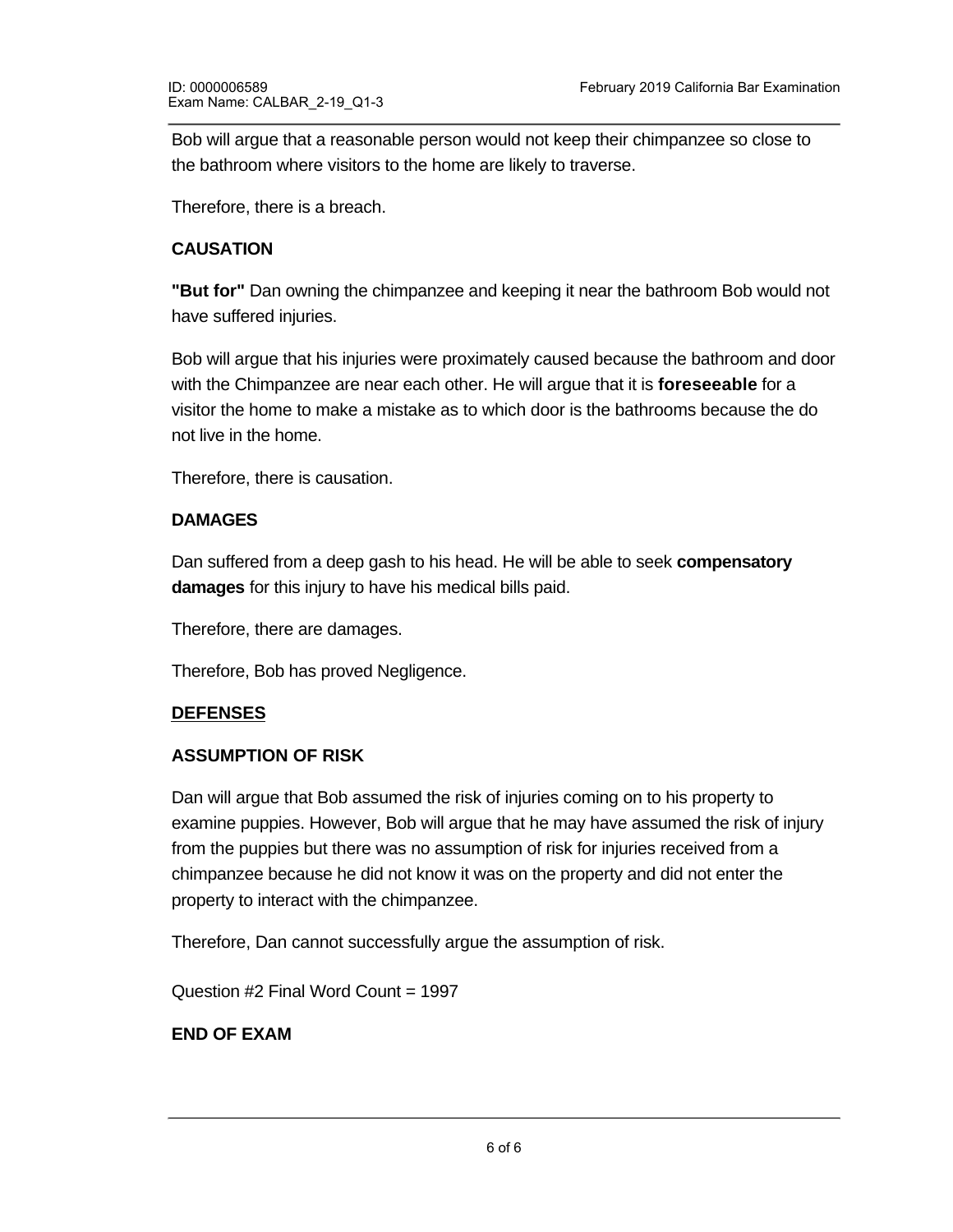Bob will argue that a reasonable person would not keep their chimpanzee so close to the bathroom where visitors to the home are likely to traverse.

Therefore, there is a breach.

**CAUSATION**

**"But for"** Dan owning the chimpanzee and keeping it near the bathroom Bob would not have suffered injuries.

Bob will argue that his injuries were proximately caused because the bathroom and door with the Chimpanzee are near each other. He will argue that it is **foreseeable** for a visitor the home to make a mistake as to which door is the bathrooms because the do not live in the home.

Therefore, there is causation.

**DAMAGES**

Dan suffered from a deep gash to his head. He will be able to seek **compensatory damages** for this injury to have his medical bills paid.

Therefore, there are damages.

Therefore, Bob has proved Negligence.

**DEFENSES**

**ASSUMPTION OF RISK**

Dan will argue that Bob assumed the risk of injuries coming on to his property to examine puppies. However, Bob will argue that he may have assumed the risk of injury from the puppies but there was no assumption of risk for injuries received from a chimpanzee because he did not know it was on the property and did not enter the property to interact with the chimpanzee.

Therefore, Dan cannot successfully argue the assumption of risk.

Question #2 Final Word Count = 1997

**END OF EXAM**